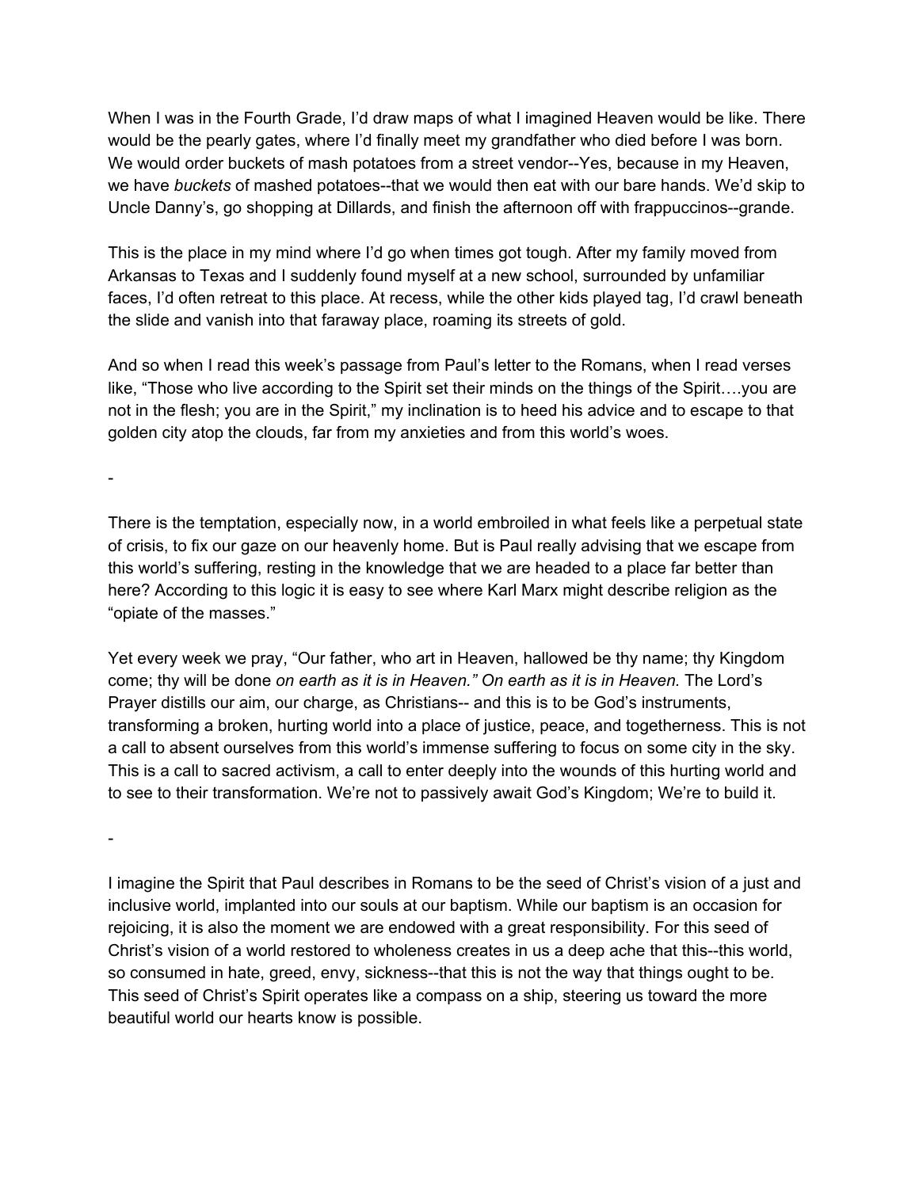When I was in the Fourth Grade, I'd draw maps of what I imagined Heaven would be like. There would be the pearly gates, where I'd finally meet my grandfather who died before I was born. We would order buckets of mash potatoes from a street vendor--Yes, because in my Heaven, we have *buckets* of mashed potatoes--that we would then eat with our bare hands. We'd skip to Uncle Danny's, go shopping at Dillards, and finish the afternoon off with frappuccinos--grande.

This is the place in my mind where I'd go when times got tough. After my family moved from Arkansas to Texas and I suddenly found myself at a new school, surrounded by unfamiliar faces, I'd often retreat to this place. At recess, while the other kids played tag, I'd crawl beneath the slide and vanish into that faraway place, roaming its streets of gold.

And so when I read this week's passage from Paul's letter to the Romans, when I read verses like, "Those who live according to the Spirit set their minds on the things of the Spirit….you are not in the flesh; you are in the Spirit," my inclination is to heed his advice and to escape to that golden city atop the clouds, far from my anxieties and from this world's woes.

-

There is the temptation, especially now, in a world embroiled in what feels like a perpetual state of crisis, to fix our gaze on our heavenly home. But is Paul really advising that we escape from this world's suffering, resting in the knowledge that we are headed to a place far better than here? According to this logic it is easy to see where Karl Marx might describe religion as the "opiate of the masses."

Yet every week we pray, "Our father, who art in Heaven, hallowed be thy name; thy Kingdom come; thy will be done *on earth as it is in Heaven." On earth as it is in Heaven.* The Lord's Prayer distills our aim, our charge, as Christians-- and this is to be God's instruments, transforming a broken, hurting world into a place of justice, peace, and togetherness. This is not a call to absent ourselves from this world's immense suffering to focus on some city in the sky. This is a call to sacred activism, a call to enter deeply into the wounds of this hurting world and to see to their transformation. We're not to passively await God's Kingdom; We're to build it.

-

I imagine the Spirit that Paul describes in Romans to be the seed of Christ's vision of a just and inclusive world, implanted into our souls at our baptism. While our baptism is an occasion for rejoicing, it is also the moment we are endowed with a great responsibility. For this seed of Christ's vision of a world restored to wholeness creates in us a deep ache that this--this world, so consumed in hate, greed, envy, sickness--that this is not the way that things ought to be. This seed of Christ's Spirit operates like a compass on a ship, steering us toward the more beautiful world our hearts know is possible.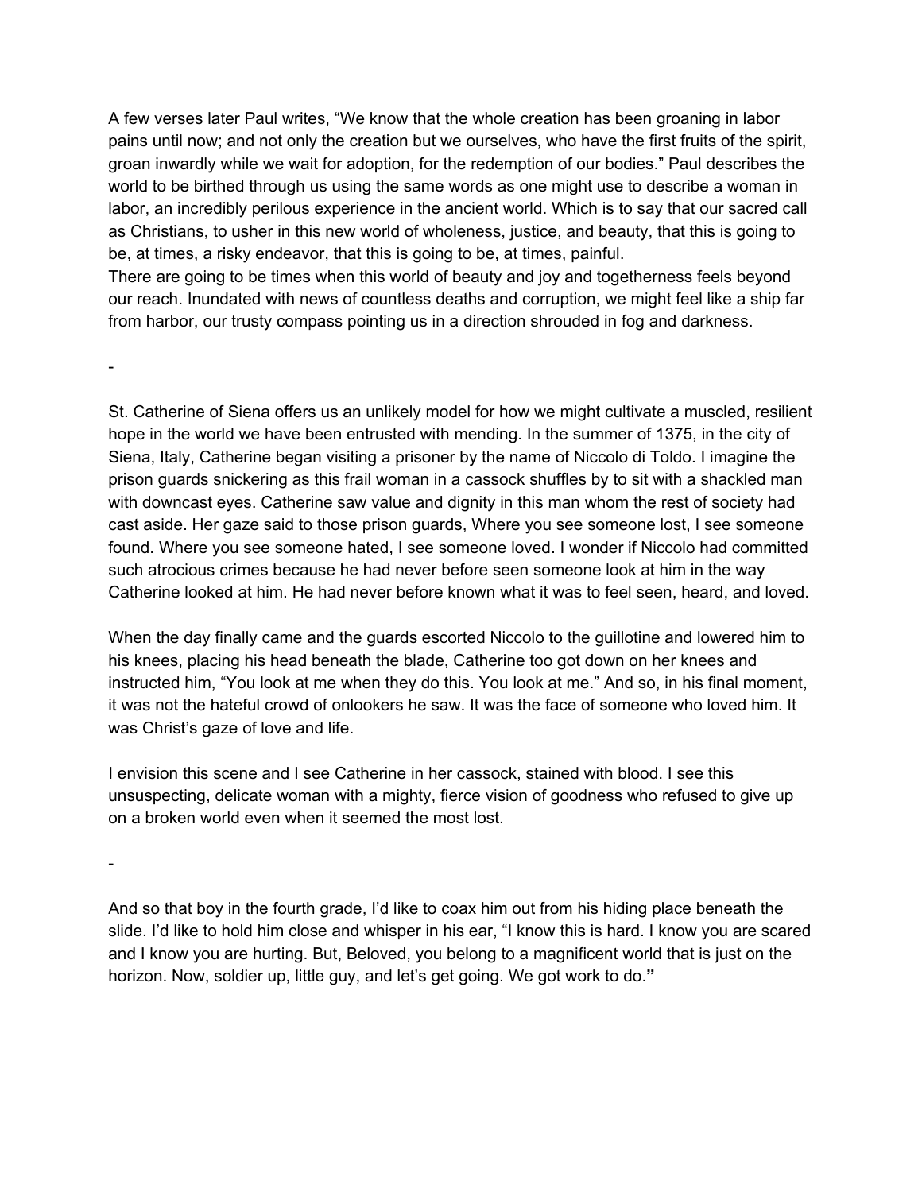A few verses later Paul writes, "We know that the whole creation has been groaning in labor pains until now; and not only the creation but we ourselves, who have the first fruits of the spirit, groan inwardly while we wait for adoption, for the redemption of our bodies." Paul describes the world to be birthed through us using the same words as one might use to describe a woman in labor, an incredibly perilous experience in the ancient world. Which is to say that our sacred call as Christians, to usher in this new world of wholeness, justice, and beauty, that this is going to be, at times, a risky endeavor, that this is going to be, at times, painful.

There are going to be times when this world of beauty and joy and togetherness feels beyond our reach. Inundated with news of countless deaths and corruption, we might feel like a ship far from harbor, our trusty compass pointing us in a direction shrouded in fog and darkness.

-

St. Catherine of Siena offers us an unlikely model for how we might cultivate a muscled, resilient hope in the world we have been entrusted with mending. In the summer of 1375, in the city of Siena, Italy, Catherine began visiting a prisoner by the name of Niccolo di Toldo. I imagine the prison guards snickering as this frail woman in a cassock shuffles by to sit with a shackled man with downcast eyes. Catherine saw value and dignity in this man whom the rest of society had cast aside. Her gaze said to those prison guards, Where you see someone lost, I see someone found. Where you see someone hated, I see someone loved. I wonder if Niccolo had committed such atrocious crimes because he had never before seen someone look at him in the way Catherine looked at him. He had never before known what it was to feel seen, heard, and loved.

When the day finally came and the guards escorted Niccolo to the guillotine and lowered him to his knees, placing his head beneath the blade, Catherine too got down on her knees and instructed him, "You look at me when they do this. You look at me." And so, in his final moment, it was not the hateful crowd of onlookers he saw. It was the face of someone who loved him. It was Christ's gaze of love and life.

I envision this scene and I see Catherine in her cassock, stained with blood. I see this unsuspecting, delicate woman with a mighty, fierce vision of goodness who refused to give up on a broken world even when it seemed the most lost.

-

And so that boy in the fourth grade, I'd like to coax him out from his hiding place beneath the slide. I'd like to hold him close and whisper in his ear, "I know this is hard. I know you are scared and I know you are hurting. But, Beloved, you belong to a magnificent world that is just on the horizon. Now, soldier up, little guy, and let's get going. We got work to do."